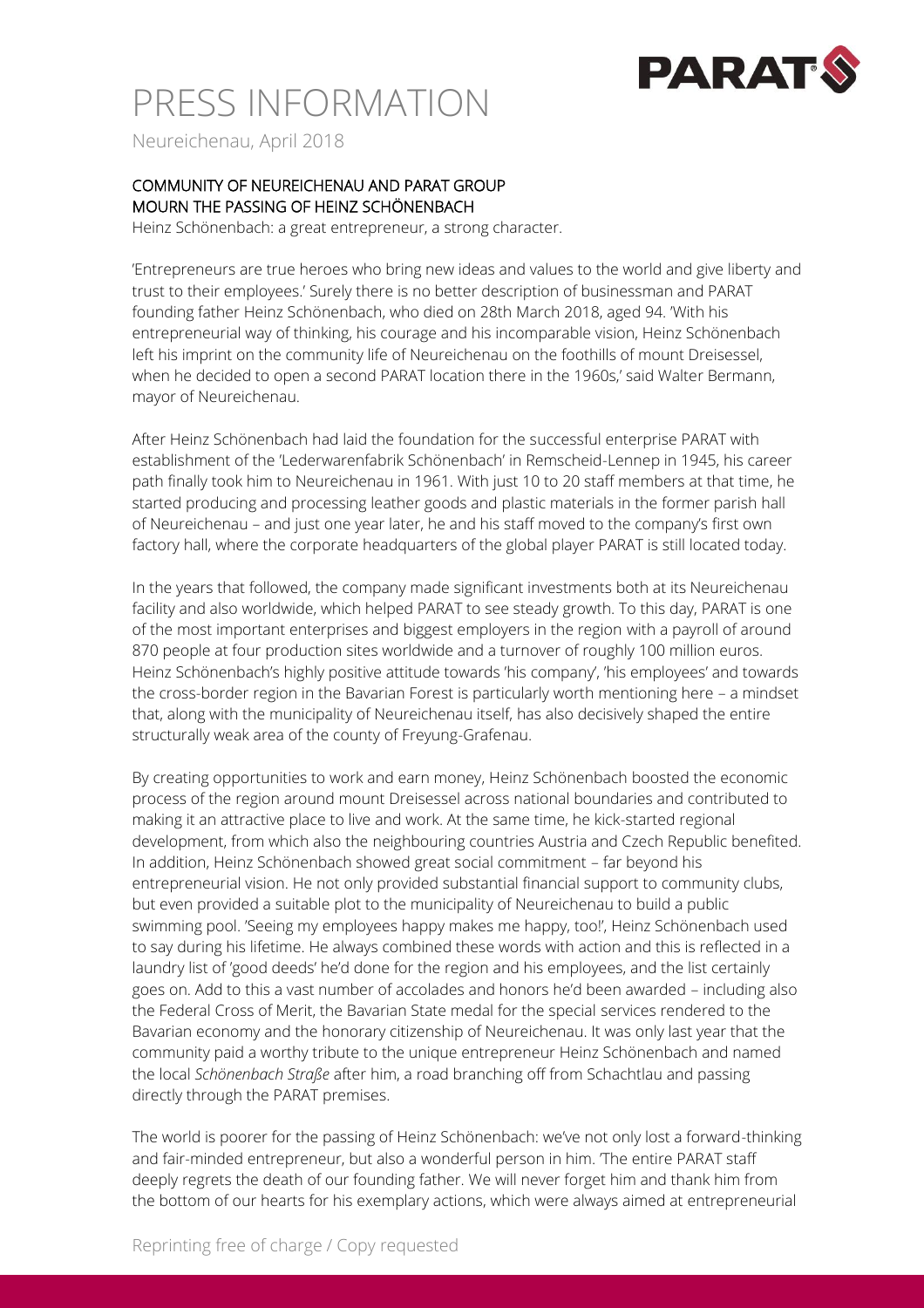# PRESS INFORMATION

Neureichenau, April 2018

## COMMUNITY OF NEUREICHENAU AND PARAT GROUP MOURN THE PASSING OF HEINZ SCHÖNENBACH

Heinz Schönenbach: a great entrepreneur, a strong character.

'Entrepreneurs are true heroes who bring new ideas and values to the world and give liberty and trust to their employees.' Surely there is no better description of businessman and PARAT founding father Heinz Schönenbach, who died on 28th March 2018, aged 94. 'With his entrepreneurial way of thinking, his courage and his incomparable vision, Heinz Schönenbach left his imprint on the community life of Neureichenau on the foothills of mount Dreisessel, when he decided to open a second PARAT location there in the 1960s,' said Walter Bermann, mayor of Neureichenau.

After Heinz Schönenbach had laid the foundation for the successful enterprise PARAT with establishment of the 'Lederwarenfabrik Schönenbach' in Remscheid-Lennep in 1945, his career path finally took him to Neureichenau in 1961. With just 10 to 20 staff members at that time, he started producing and processing leather goods and plastic materials in the former parish hall of Neureichenau – and just one year later, he and his staff moved to the company's first own factory hall, where the corporate headquarters of the global player PARAT is still located today.

In the years that followed, the company made significant investments both at its Neureichenau facility and also worldwide, which helped PARAT to see steady growth. To this day, PARAT is one of the most important enterprises and biggest employers in the region with a payroll of around 870 people at four production sites worldwide and a turnover of roughly 100 million euros. Heinz Schönenbach's highly positive attitude towards 'his company', 'his employees' and towards the cross-border region in the Bavarian Forest is particularly worth mentioning here – a mindset that, along with the municipality of Neureichenau itself, has also decisively shaped the entire structurally weak area of the county of Freyung-Grafenau.

By creating opportunities to work and earn money, Heinz Schönenbach boosted the economic process of the region around mount Dreisessel across national boundaries and contributed to making it an attractive place to live and work. At the same time, he kick-started regional development, from which also the neighbouring countries Austria and Czech Republic benefited. In addition, Heinz Schönenbach showed great social commitment – far beyond his entrepreneurial vision. He not only provided substantial financial support to community clubs, but even provided a suitable plot to the municipality of Neureichenau to build a public swimming pool. 'Seeing my employees happy makes me happy, too!', Heinz Schönenbach used to say during his lifetime. He always combined these words with action and this is reflected in a laundry list of 'good deeds' he'd done for the region and his employees, and the list certainly goes on. Add to this a vast number of accolades and honors he'd been awarded – including also the Federal Cross of Merit, the Bavarian State medal for the special services rendered to the Bavarian economy and the honorary citizenship of Neureichenau. It was only last year that the community paid a worthy tribute to the unique entrepreneur Heinz Schönenbach and named the local *Schönenbach Straße* after him, a road branching off from Schachtlau and passing directly through the PARAT premises.

The world is poorer for the passing of Heinz Schönenbach: we've not only lost a forward-thinking and fair-minded entrepreneur, but also a wonderful person in him. 'The entire PARAT staff deeply regrets the death of our founding father. We will never forget him and thank him from the bottom of our hearts for his exemplary actions, which were always aimed at entrepreneurial

Reprinting free of charge / Copy requested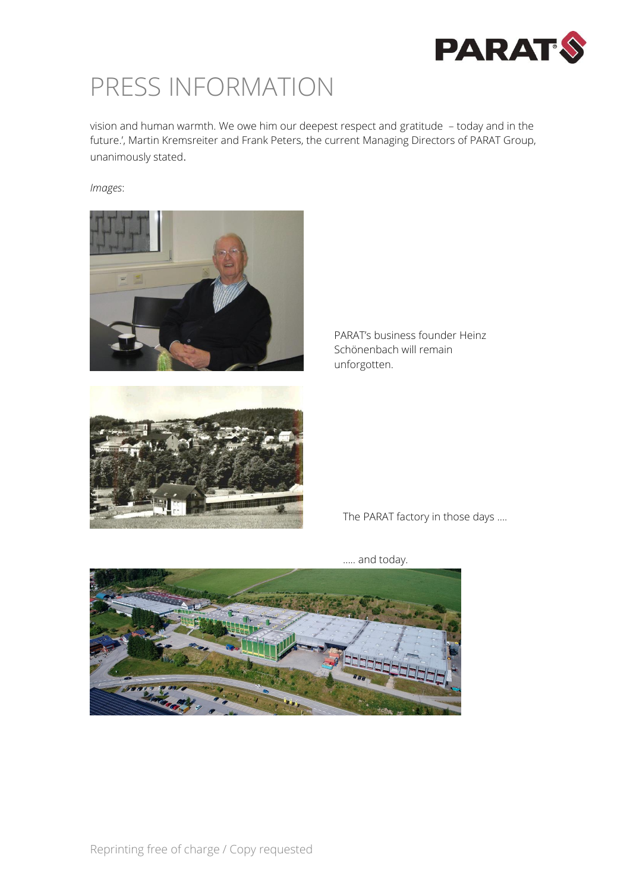# PRESS INFORMATION

vision and human warmth. We owe him our deepest respect and gratitude – today and in the future.', Martin Kremsreiter and Frank Peters, the current Managing Directors of PARAT Group, unanimously stated.

*Images*:

PARAT's business founder Heinz Schönenbach will remain unforgotten.

The PARAT factory in those days ....

..... and today.

Reprinting free of charge / Copy requested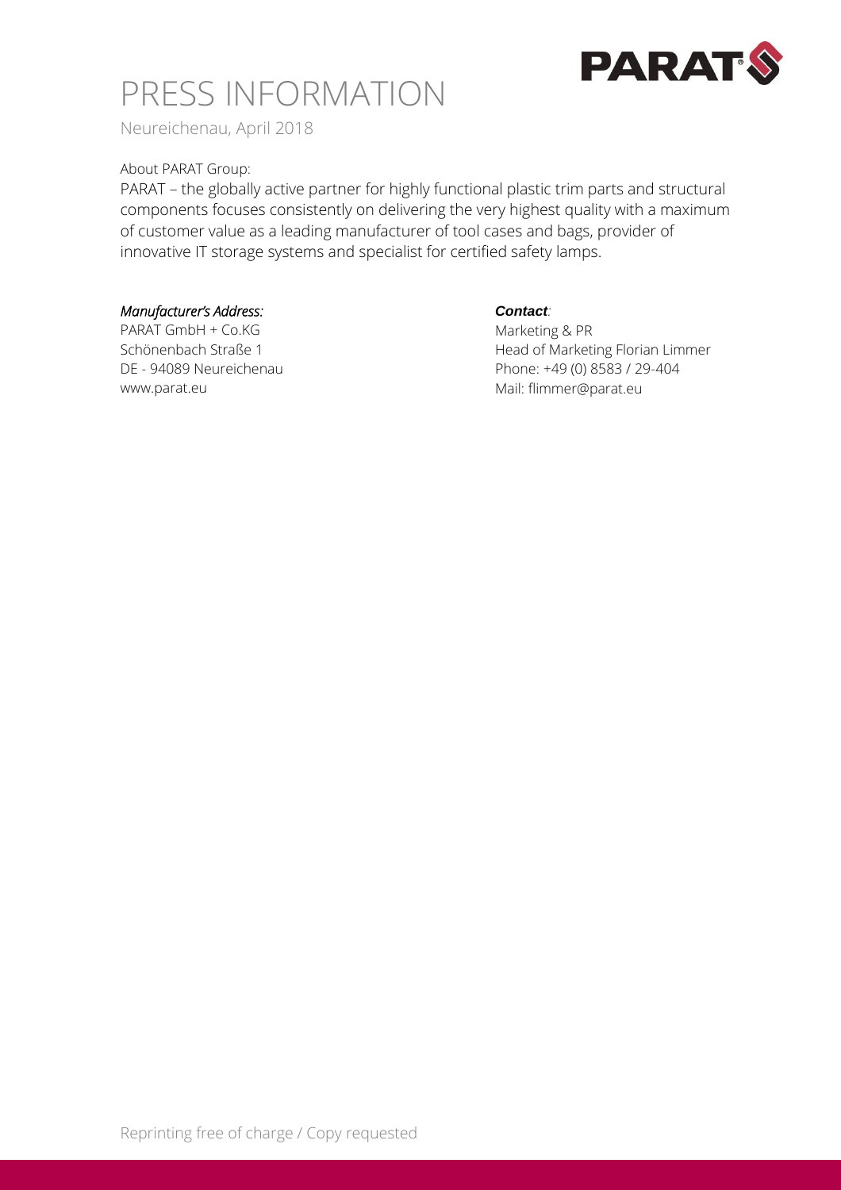# PRESS INFORMATION

Neureichenau, April 2018

About PARAT Group:

PARAT – the globally active partner for highly functional plastic trim parts and structural components focuses consistently on delivering the very highest quality with a maximum of customer value as a leading manufacturer of tool cases and bags, provider of innovative IT storage systems and specialist for certified safety lamps.

*Manufacturer's Address:*

PARAT GmbH + Co.KG
Schönenbach Straße 1
DE - 94089 Neureichenau
www.parat.eu

***Contact**:*

Marketing & PR
Head of Marketing Florian Limmer
Phone: +49 (0) 8583 / 29-404
Mail: flimmer@parat.eu

Reprinting free of charge / Copy requested